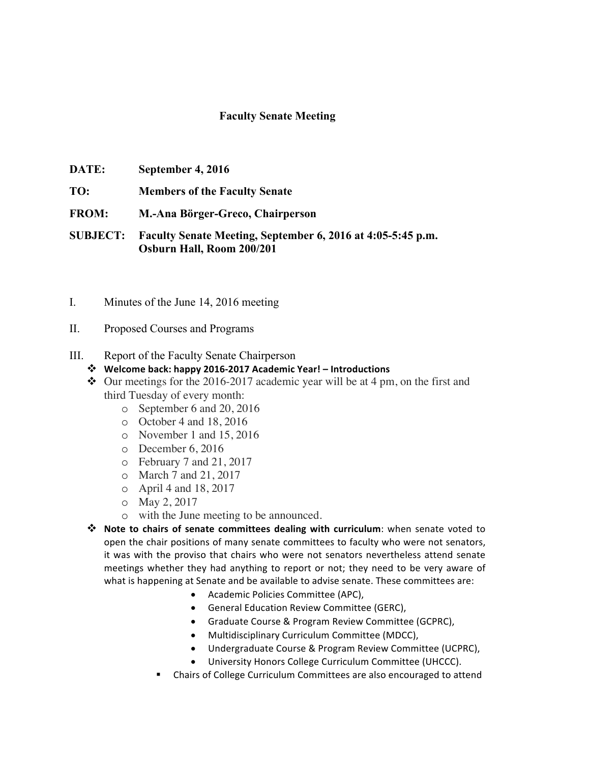# Faculty Senate Meeting

**DATE:** September 4, 2016

**TO:** Members of the Faculty Senate

**FROM:** M.-Ana Börger-Greco, Chairperson

**SUBJECT:** Faculty Senate Meeting, September 6, 2016 at 4:05-5:45 p.m.
Osburn Hall, Room 200/201

I. Minutes of the June 14, 2016 meeting

II. Proposed Courses and Programs

III. Report of the Faculty Senate Chairperson

- **Welcome back: happy 2016-2017 Academic Year! – Introductions**
- Our meetings for the 2016-2017 academic year will be at 4 pm, on the first and third Tuesday of every month:
  - September 6 and 20, 2016
  - October 4 and 18, 2016
  - November 1 and 15, 2016
  - December 6, 2016
  - February 7 and 21, 2017
  - March 7 and 21, 2017
  - April 4 and 18, 2017
  - May 2, 2017
  - with the June meeting to be announced.
- **Note to chairs of senate committees dealing with curriculum**: when senate voted to open the chair positions of many senate committees to faculty who were not senators, it was with the proviso that chairs who were not senators nevertheless attend senate meetings whether they had anything to report or not; they need to be very aware of what is happening at Senate and be available to advise senate. These committees are:
  - Academic Policies Committee (APC),
  - General Education Review Committee (GERC),
  - Graduate Course & Program Review Committee (GCPRC),
  - Multidisciplinary Curriculum Committee (MDCC),
  - Undergraduate Course & Program Review Committee (UCPRC),
  - University Honors College Curriculum Committee (UHCCC).
  - Chairs of College Curriculum Committees are also encouraged to attend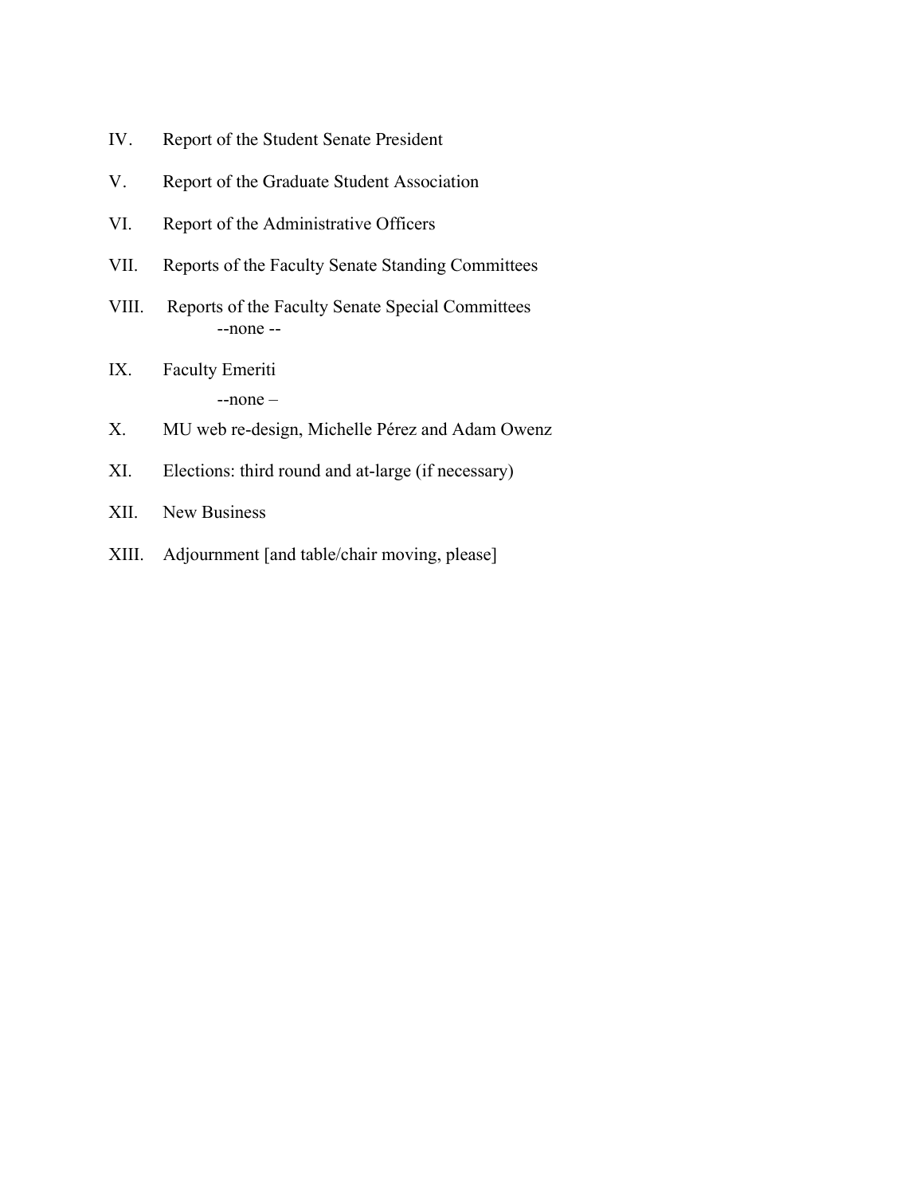IV. Report of the Student Senate President

V. Report of the Graduate Student Association

VI. Report of the Administrative Officers

VII. Reports of the Faculty Senate Standing Committees

VIII. Reports of the Faculty Senate Special Committees
--none --

IX. Faculty Emeriti
--none –

X. MU web re-design, Michelle Pérez and Adam Owenz

XI. Elections: third round and at-large (if necessary)

XII. New Business

XIII. Adjournment [and table/chair moving, please]